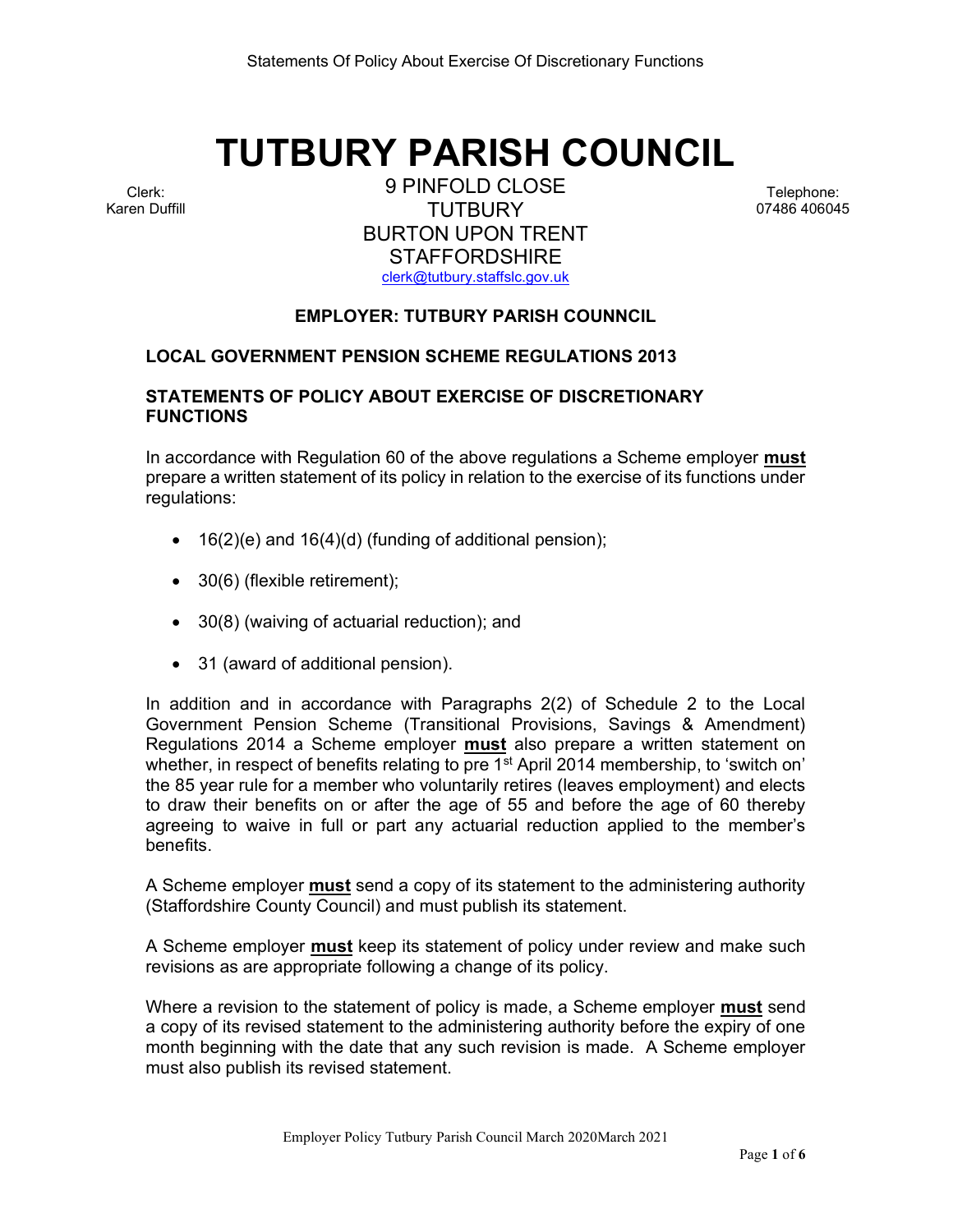# TUTBURY PARISH COUNCIL

Clerk:
Karen Duffill

9 PINFOLD CLOSE
TUTBURY
BURTON UPON TRENT
STAFFORDSHIRE
clerk@tutbury.staffslc.gov.uk

Telephone:
07486 406045

**EMPLOYER: TUTBURY PARISH COUNNCIL**

**LOCAL GOVERNMENT PENSION SCHEME REGULATIONS 2013**

**STATEMENTS OF POLICY ABOUT EXERCISE OF DISCRETIONARY FUNCTIONS**

In accordance with Regulation 60 of the above regulations a Scheme employer **must** prepare a written statement of its policy in relation to the exercise of its functions under regulations:

- 16(2)(e) and 16(4)(d) (funding of additional pension);
- 30(6) (flexible retirement);
- 30(8) (waiving of actuarial reduction); and
- 31 (award of additional pension).

In addition and in accordance with Paragraphs 2(2) of Schedule 2 to the Local Government Pension Scheme (Transitional Provisions, Savings & Amendment) Regulations 2014 a Scheme employer **must** also prepare a written statement on whether, in respect of benefits relating to pre 1st April 2014 membership, to 'switch on' the 85 year rule for a member who voluntarily retires (leaves employment) and elects to draw their benefits on or after the age of 55 and before the age of 60 thereby agreeing to waive in full or part any actuarial reduction applied to the member's benefits.

A Scheme employer **must** send a copy of its statement to the administering authority (Staffordshire County Council) and must publish its statement.

A Scheme employer **must** keep its statement of policy under review and make such revisions as are appropriate following a change of its policy.

Where a revision to the statement of policy is made, a Scheme employer **must** send a copy of its revised statement to the administering authority before the expiry of one month beginning with the date that any such revision is made. A Scheme employer must also publish its revised statement.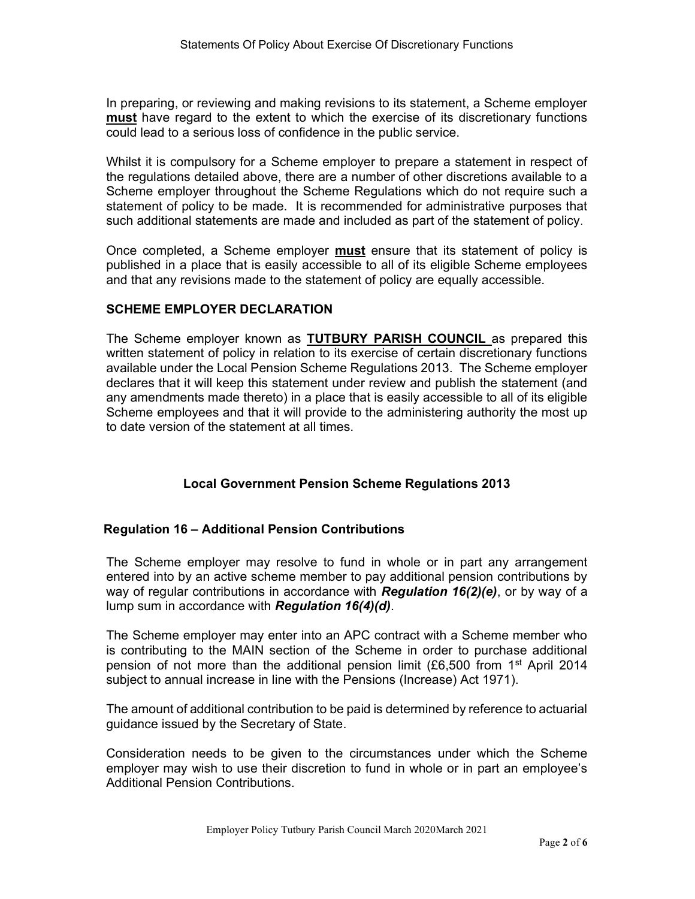In preparing, or reviewing and making revisions to its statement, a Scheme employer **must** have regard to the extent to which the exercise of its discretionary functions could lead to a serious loss of confidence in the public service.

Whilst it is compulsory for a Scheme employer to prepare a statement in respect of the regulations detailed above, there are a number of other discretions available to a Scheme employer throughout the Scheme Regulations which do not require such a statement of policy to be made. It is recommended for administrative purposes that such additional statements are made and included as part of the statement of policy.

Once completed, a Scheme employer **must** ensure that its statement of policy is published in a place that is easily accessible to all of its eligible Scheme employees and that any revisions made to the statement of policy are equally accessible.

## SCHEME EMPLOYER DECLARATION

The Scheme employer known as **TUTBURY PARISH COUNCIL** as prepared this written statement of policy in relation to its exercise of certain discretionary functions available under the Local Pension Scheme Regulations 2013. The Scheme employer declares that it will keep this statement under review and publish the statement (and any amendments made thereto) in a place that is easily accessible to all of its eligible Scheme employees and that it will provide to the administering authority the most up to date version of the statement at all times.

## Local Government Pension Scheme Regulations 2013

### Regulation 16 – Additional Pension Contributions

The Scheme employer may resolve to fund in whole or in part any arrangement entered into by an active scheme member to pay additional pension contributions by way of regular contributions in accordance with ***Regulation 16(2)(e)***, or by way of a lump sum in accordance with ***Regulation 16(4)(d)***.

The Scheme employer may enter into an APC contract with a Scheme member who is contributing to the MAIN section of the Scheme in order to purchase additional pension of not more than the additional pension limit (£6,500 from 1st April 2014 subject to annual increase in line with the Pensions (Increase) Act 1971).

The amount of additional contribution to be paid is determined by reference to actuarial guidance issued by the Secretary of State.

Consideration needs to be given to the circumstances under which the Scheme employer may wish to use their discretion to fund in whole or in part an employee's Additional Pension Contributions.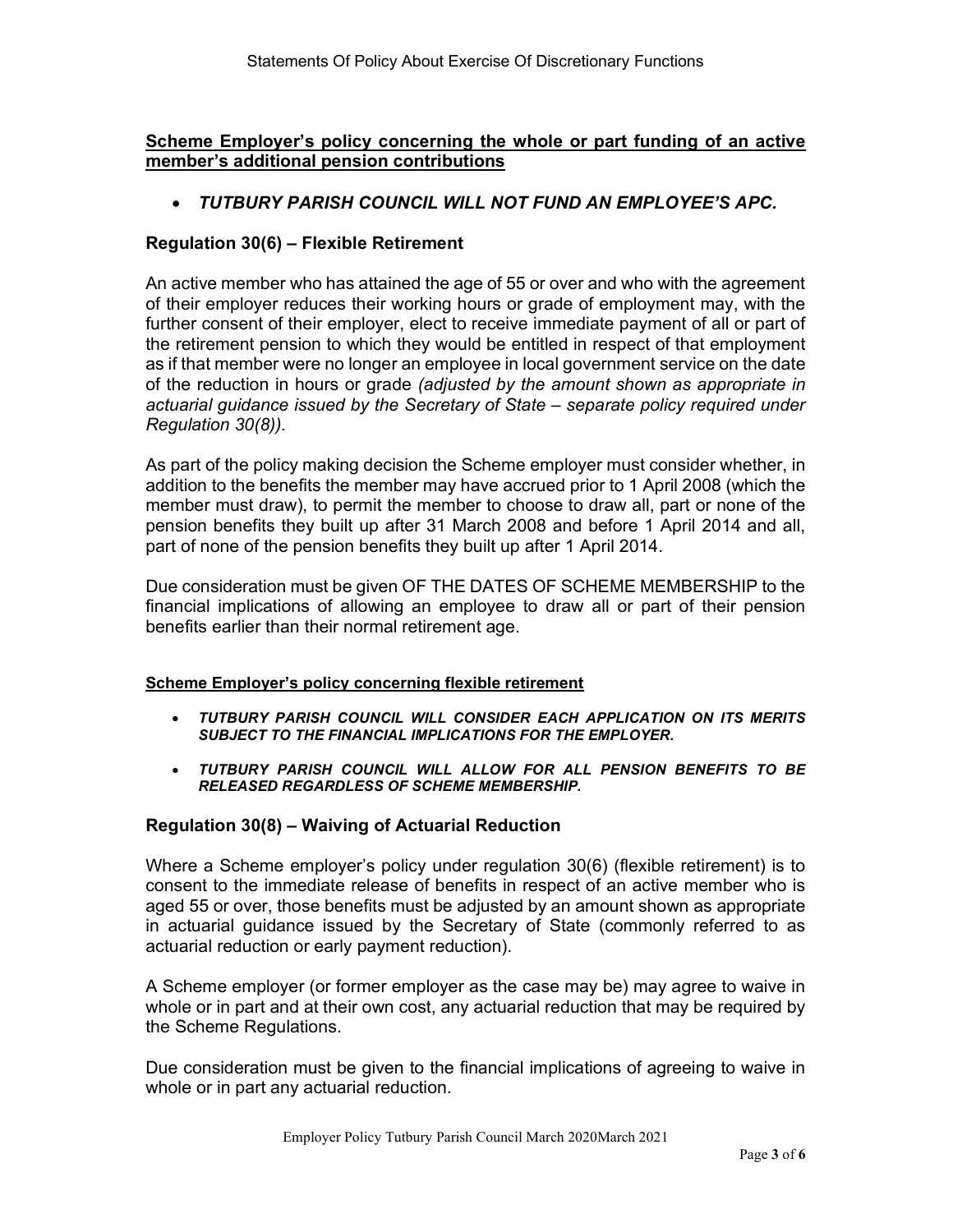**Scheme Employer's policy concerning the whole or part funding of an active member's additional pension contributions**

- ***TUTBURY PARISH COUNCIL WILL NOT FUND AN EMPLOYEE'S APC.***

### Regulation 30(6) – Flexible Retirement

An active member who has attained the age of 55 or over and who with the agreement of their employer reduces their working hours or grade of employment may, with the further consent of their employer, elect to receive immediate payment of all or part of the retirement pension to which they would be entitled in respect of that employment as if that member were no longer an employee in local government service on the date of the reduction in hours or grade *(adjusted by the amount shown as appropriate in actuarial guidance issued by the Secretary of State – separate policy required under Regulation 30(8)).*

As part of the policy making decision the Scheme employer must consider whether, in addition to the benefits the member may have accrued prior to 1 April 2008 (which the member must draw), to permit the member to choose to draw all, part or none of the pension benefits they built up after 31 March 2008 and before 1 April 2014 and all, part of none of the pension benefits they built up after 1 April 2014.

Due consideration must be given OF THE DATES OF SCHEME MEMBERSHIP to the financial implications of allowing an employee to draw all or part of their pension benefits earlier than their normal retirement age.

**Scheme Employer's policy concerning flexible retirement**

- ***TUTBURY PARISH COUNCIL WILL CONSIDER EACH APPLICATION ON ITS MERITS SUBJECT TO THE FINANCIAL IMPLICATIONS FOR THE EMPLOYER.***
- ***TUTBURY PARISH COUNCIL WILL ALLOW FOR ALL PENSION BENEFITS TO BE RELEASED REGARDLESS OF SCHEME MEMBERSHIP.***

### Regulation 30(8) – Waiving of Actuarial Reduction

Where a Scheme employer's policy under regulation 30(6) (flexible retirement) is to consent to the immediate release of benefits in respect of an active member who is aged 55 or over, those benefits must be adjusted by an amount shown as appropriate in actuarial guidance issued by the Secretary of State (commonly referred to as actuarial reduction or early payment reduction).

A Scheme employer (or former employer as the case may be) may agree to waive in whole or in part and at their own cost, any actuarial reduction that may be required by the Scheme Regulations.

Due consideration must be given to the financial implications of agreeing to waive in whole or in part any actuarial reduction.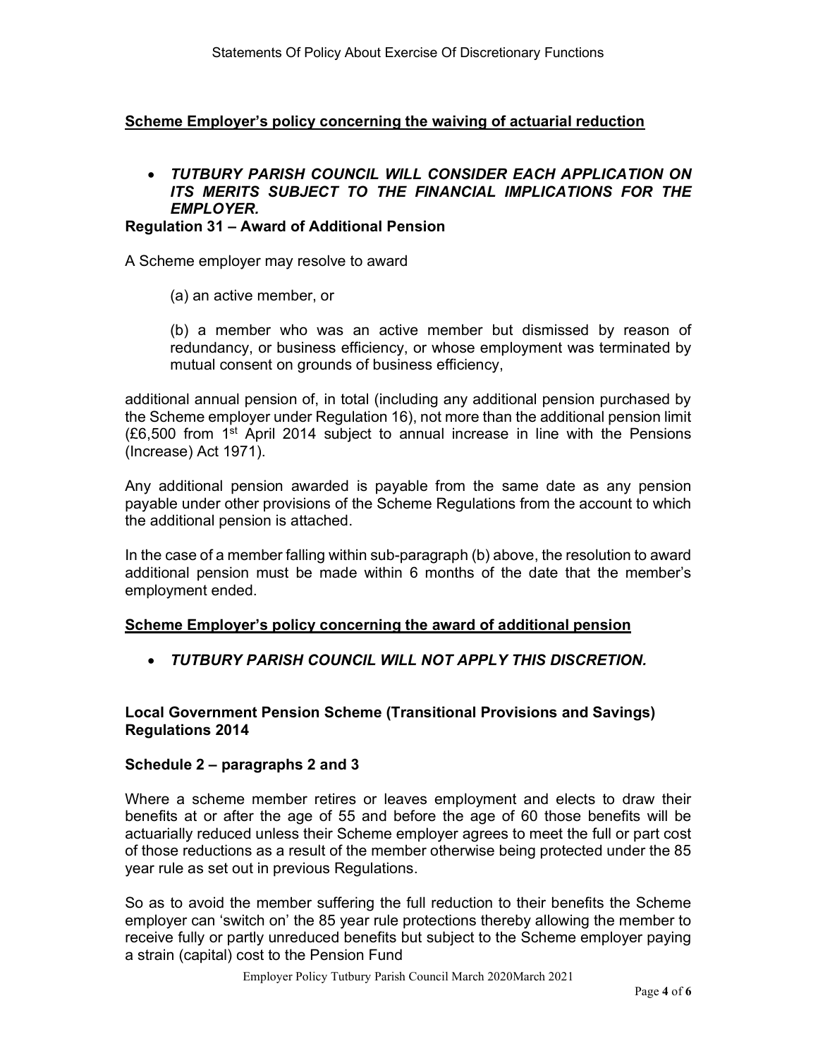**Scheme Employer's policy concerning the waiving of actuarial reduction**

- ***TUTBURY PARISH COUNCIL WILL CONSIDER EACH APPLICATION ON ITS MERITS SUBJECT TO THE FINANCIAL IMPLICATIONS FOR THE EMPLOYER.***

**Regulation 31 – Award of Additional Pension**

A Scheme employer may resolve to award

(a) an active member, or

(b) a member who was an active member but dismissed by reason of redundancy, or business efficiency, or whose employment was terminated by mutual consent on grounds of business efficiency,

additional annual pension of, in total (including any additional pension purchased by the Scheme employer under Regulation 16), not more than the additional pension limit (£6,500 from 1st April 2014 subject to annual increase in line with the Pensions (Increase) Act 1971).

Any additional pension awarded is payable from the same date as any pension payable under other provisions of the Scheme Regulations from the account to which the additional pension is attached.

In the case of a member falling within sub-paragraph (b) above, the resolution to award additional pension must be made within 6 months of the date that the member's employment ended.

**Scheme Employer's policy concerning the award of additional pension**

- ***TUTBURY PARISH COUNCIL WILL NOT APPLY THIS DISCRETION.***

**Local Government Pension Scheme (Transitional Provisions and Savings) Regulations 2014**

**Schedule 2 – paragraphs 2 and 3**

Where a scheme member retires or leaves employment and elects to draw their benefits at or after the age of 55 and before the age of 60 those benefits will be actuarially reduced unless their Scheme employer agrees to meet the full or part cost of those reductions as a result of the member otherwise being protected under the 85 year rule as set out in previous Regulations.

So as to avoid the member suffering the full reduction to their benefits the Scheme employer can 'switch on' the 85 year rule protections thereby allowing the member to receive fully or partly unreduced benefits but subject to the Scheme employer paying a strain (capital) cost to the Pension Fund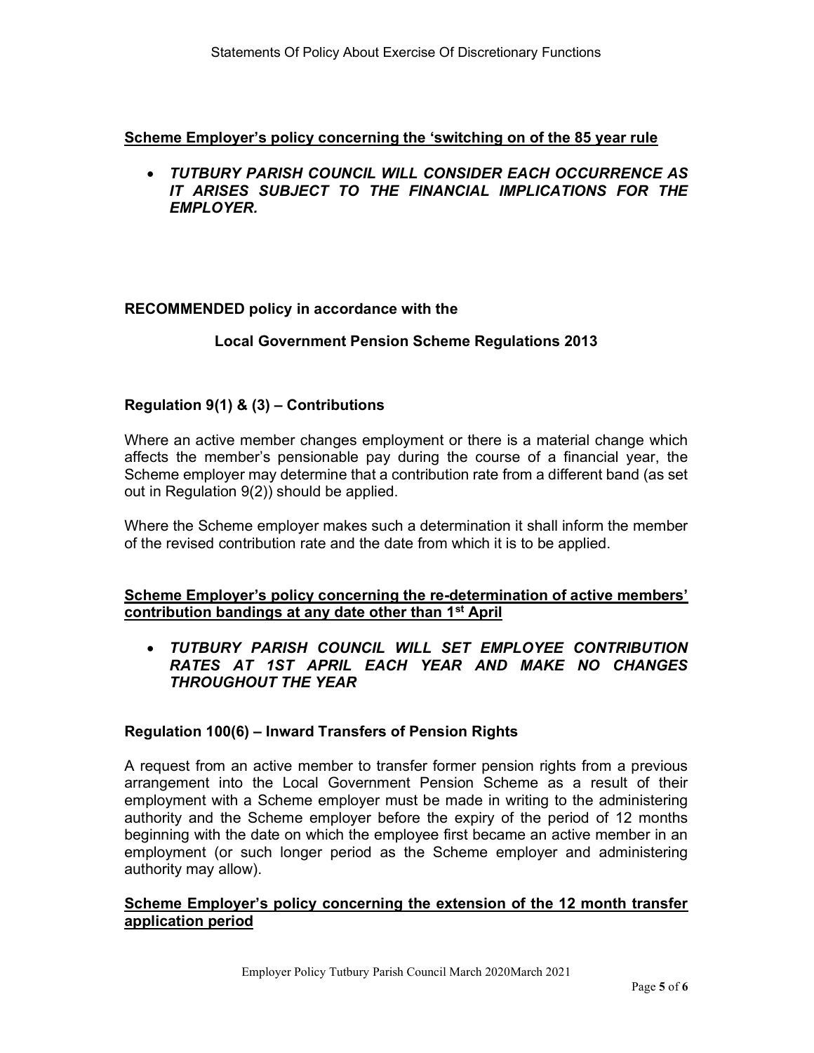**Scheme Employer's policy concerning the 'switching on of the 85 year rule**

- ***TUTBURY PARISH COUNCIL WILL CONSIDER EACH OCCURRENCE AS IT ARISES SUBJECT TO THE FINANCIAL IMPLICATIONS FOR THE EMPLOYER.***

**RECOMMENDED policy in accordance with the**

**Local Government Pension Scheme Regulations 2013**

**Regulation 9(1) & (3) – Contributions**

Where an active member changes employment or there is a material change which affects the member's pensionable pay during the course of a financial year, the Scheme employer may determine that a contribution rate from a different band (as set out in Regulation 9(2)) should be applied.

Where the Scheme employer makes such a determination it shall inform the member of the revised contribution rate and the date from which it is to be applied.

**Scheme Employer's policy concerning the re-determination of active members' contribution bandings at any date other than 1st April**

- ***TUTBURY PARISH COUNCIL WILL SET EMPLOYEE CONTRIBUTION RATES AT 1ST APRIL EACH YEAR AND MAKE NO CHANGES THROUGHOUT THE YEAR***

**Regulation 100(6) – Inward Transfers of Pension Rights**

A request from an active member to transfer former pension rights from a previous arrangement into the Local Government Pension Scheme as a result of their employment with a Scheme employer must be made in writing to the administering authority and the Scheme employer before the expiry of the period of 12 months beginning with the date on which the employee first became an active member in an employment (or such longer period as the Scheme employer and administering authority may allow).

**Scheme Employer's policy concerning the extension of the 12 month transfer application period**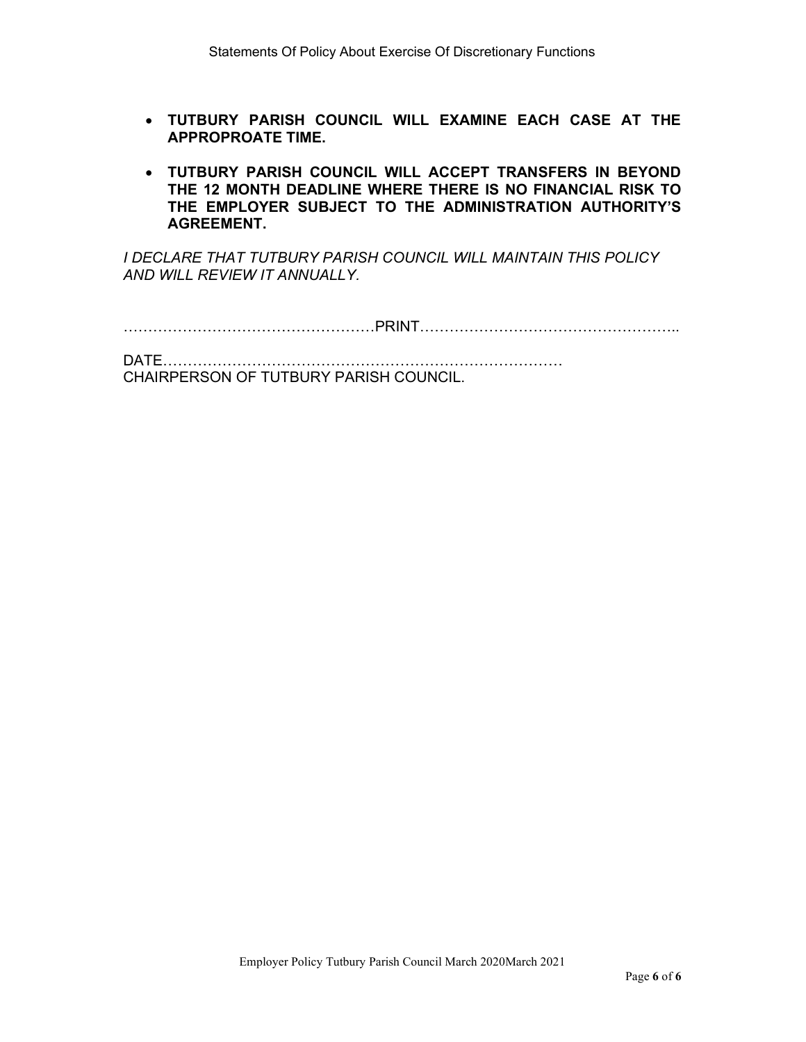- **TUTBURY PARISH COUNCIL WILL EXAMINE EACH CASE AT THE APPROPROATE TIME.**

- **TUTBURY PARISH COUNCIL WILL ACCEPT TRANSFERS IN BEYOND THE 12 MONTH DEADLINE WHERE THERE IS NO FINANCIAL RISK TO THE EMPLOYER SUBJECT TO THE ADMINISTRATION AUTHORITY'S AGREEMENT.**

*I DECLARE THAT TUTBURY PARISH COUNCIL WILL MAINTAIN THIS POLICY AND WILL REVIEW IT ANNUALLY.*

……………………………………………PRINT……………………………………………..

DATE………………………………………………………………………
CHAIRPERSON OF TUTBURY PARISH COUNCIL.